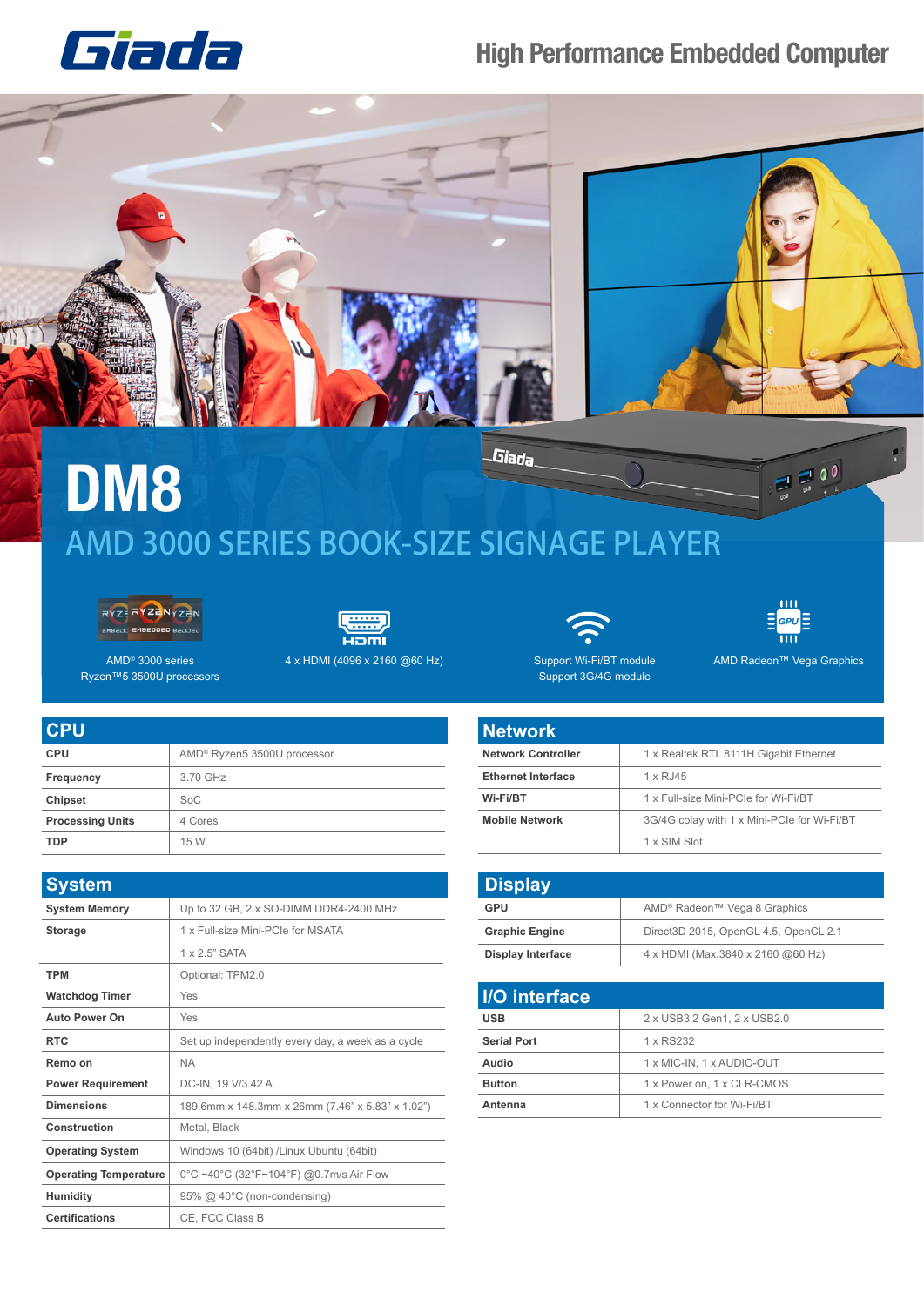Giada

High Performance Embedded Computer

# DM8

## AMD 3000 SERIES BOOK-SIZE SIGNAGE PLAYER

AMD® 3000 series Ryzen™5 3500U processors

4 x HDMI (4096 x 2160 @60 Hz)

Support Wi-Fi/BT module
Support 3G/4G module

AMD Radeon™ Vega Graphics

## CPU

| | |
|---|---|
| **CPU** | AMD® Ryzen5 3500U processor |
| **Frequency** | 3.70 GHz |
| **Chipset** | SoC |
| **Processing Units** | 4 Cores |
| **TDP** | 15 W |

## System

| | |
|---|---|
| **System Memory** | Up to 32 GB, 2 x SO-DIMM DDR4-2400 MHz |
| **Storage** | 1 x Full-size Mini-PCIe for MSATA |
| | 1 x 2.5" SATA |
| **TPM** | Optional: TPM2.0 |
| **Watchdog Timer** | Yes |
| **Auto Power On** | Yes |
| **RTC** | Set up independently every day, a week as a cycle |
| **Remo on** | NA |
| **Power Requirement** | DC-IN, 19 V/3.42 A |
| **Dimensions** | 189.6mm x 148.3mm x 26mm (7.46" x 5.83" x 1.02") |
| **Construction** | Metal, Black |
| **Operating System** | Windows 10 (64bit) /Linux Ubuntu (64bit) |
| **Operating Temperature** | 0°C ~40°C (32°F~104°F) @0.7m/s Air Flow |
| **Humidity** | 95% @ 40°C (non-condensing) |
| **Certifications** | CE, FCC Class B |

## Network

| | |
|---|---|
| **Network Controller** | 1 x Realtek RTL 8111H Gigabit Ethernet |
| **Ethernet Interface** | 1 x RJ45 |
| **Wi-Fi/BT** | 1 x Full-size Mini-PCIe for Wi-Fi/BT |
| **Mobile Network** | 3G/4G colay with 1 x Mini-PCIe for Wi-Fi/BT |
| | 1 x SIM Slot |

## Display

| | |
|---|---|
| **GPU** | AMD® Radeon™ Vega 8 Graphics |
| **Graphic Engine** | Direct3D 2015, OpenGL 4.5, OpenCL 2.1 |
| **Display Interface** | 4 x HDMI (Max.3840 x 2160 @60 Hz) |

## I/O interface

| | |
|---|---|
| **USB** | 2 x USB3.2 Gen1, 2 x USB2.0 |
| **Serial Port** | 1 x RS232 |
| **Audio** | 1 x MIC-IN, 1 x AUDIO-OUT |
| **Button** | 1 x Power on, 1 x CLR-CMOS |
| **Antenna** | 1 x Connector for Wi-Fi/BT |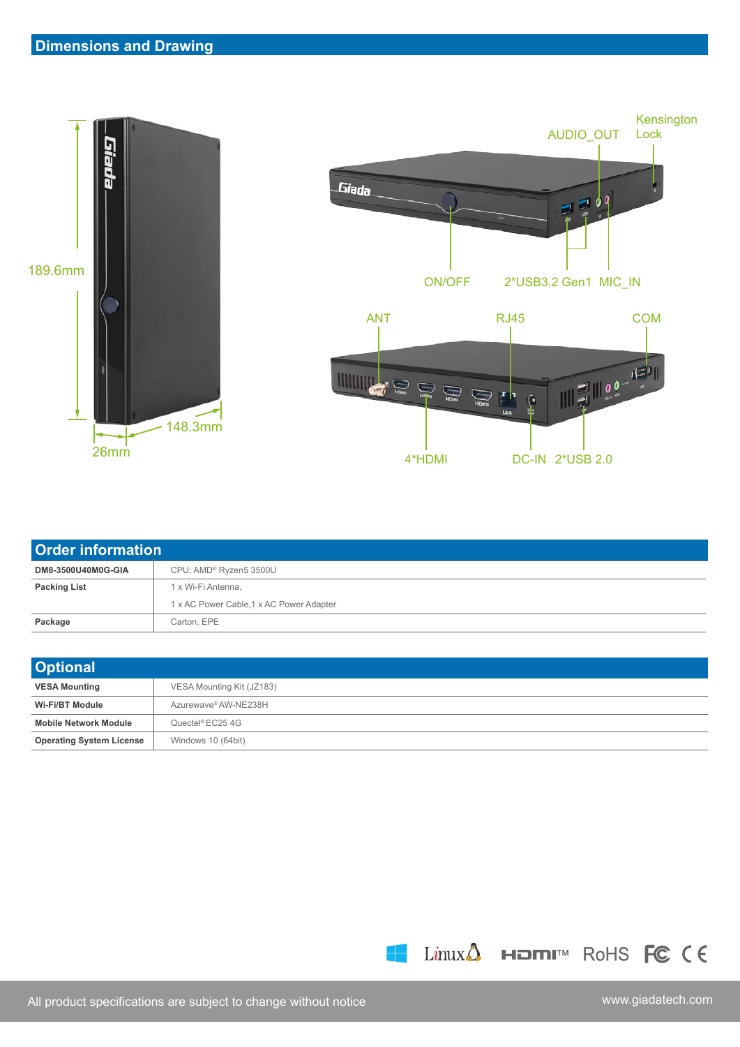## Dimensions and Drawing

189.6mm

26mm

148.3mm

AUDIO_OUT

Kensington Lock

ON/OFF

2*USB3.2 Gen1

MIC_IN

ANT

RJ45

COM

4*HDMI

DC-IN

2*USB 2.0

## Order information

| | |
|---|---|
| **DM8-3500U40M0G-GIA** | CPU: AMD® Ryzen5 3500U |
| **Packing List** | 1 x Wi-Fi Antenna,<br>1 x AC Power Cable,1 x AC Power Adapter |
| **Package** | Carton, EPE |

## Optional

| | |
|---|---|
| **VESA Mounting** | VESA Mounting Kit (JZ183) |
| **Wi-Fi/BT Module** | Azurewave® AW-NE238H |
| **Mobile Network Module** | Quectel® EC25 4G |
| **Operating System License** | Windows 10 (64bit) |

Linux HDMI™ RoHS FC CE

All product specifications are subject to change without notice

www.giadatech.com